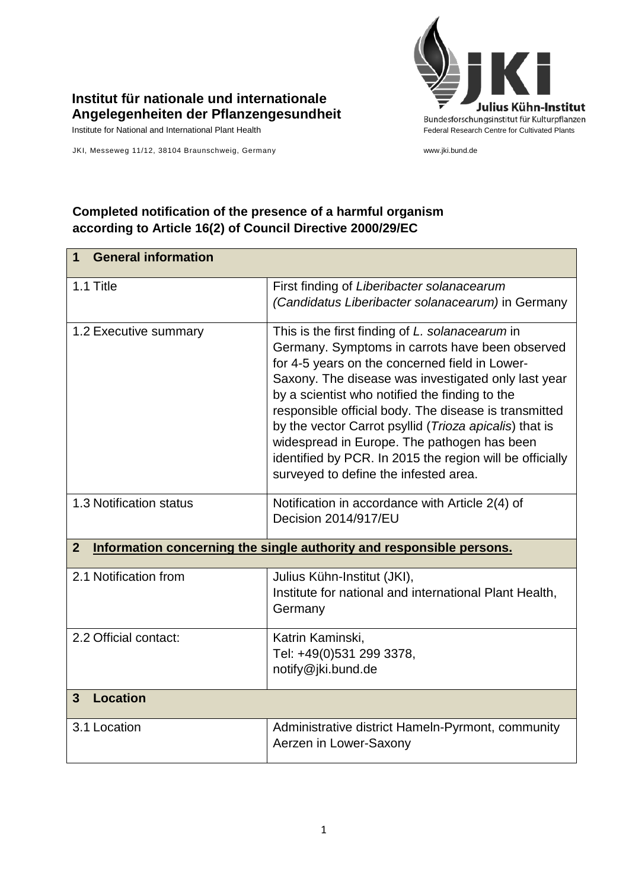**Institut für nationale und internationale Angelegenheiten der Pflanzengesundheit**
Institute for National and International Plant Health

JKI, Messeweg 11/12, 38104 Braunschweig, Germany

Julius Kühn-Institut
Bundesforschungsinstitut für Kulturpflanzen
Federal Research Centre for Cultivated Plants

www.jki.bund.de

## Completed notification of the presence of a harmful organism according to Article 16(2) of Council Directive 2000/29/EC

| **1 General information** | |
|---|---|
| 1.1 Title | First finding of *Liberibacter solanacearum (Candidatus Liberibacter solanacearum)* in Germany |
| 1.2 Executive summary | This is the first finding of *L. solanacearum* in Germany. Symptoms in carrots have been observed for 4-5 years on the concerned field in Lower-Saxony. The disease was investigated only last year by a scientist who notified the finding to the responsible official body. The disease is transmitted by the vector Carrot psyllid (*Trioza apicalis*) that is widespread in Europe. The pathogen has been identified by PCR. In 2015 the region will be officially surveyed to define the infested area. |
| 1.3 Notification status | Notification in accordance with Article 2(4) of Decision 2014/917/EU |
| **2 Information concerning the single authority and responsible persons.** | |
| 2.1 Notification from | Julius Kühn-Institut (JKI),<br>Institute for national and international Plant Health, Germany |
| 2.2 Official contact: | Katrin Kaminski,<br>Tel: +49(0)531 299 3378,<br>notify@jki.bund.de |
| **3 Location** | |
| 3.1 Location | Administrative district Hameln-Pyrmont, community Aerzen in Lower-Saxony |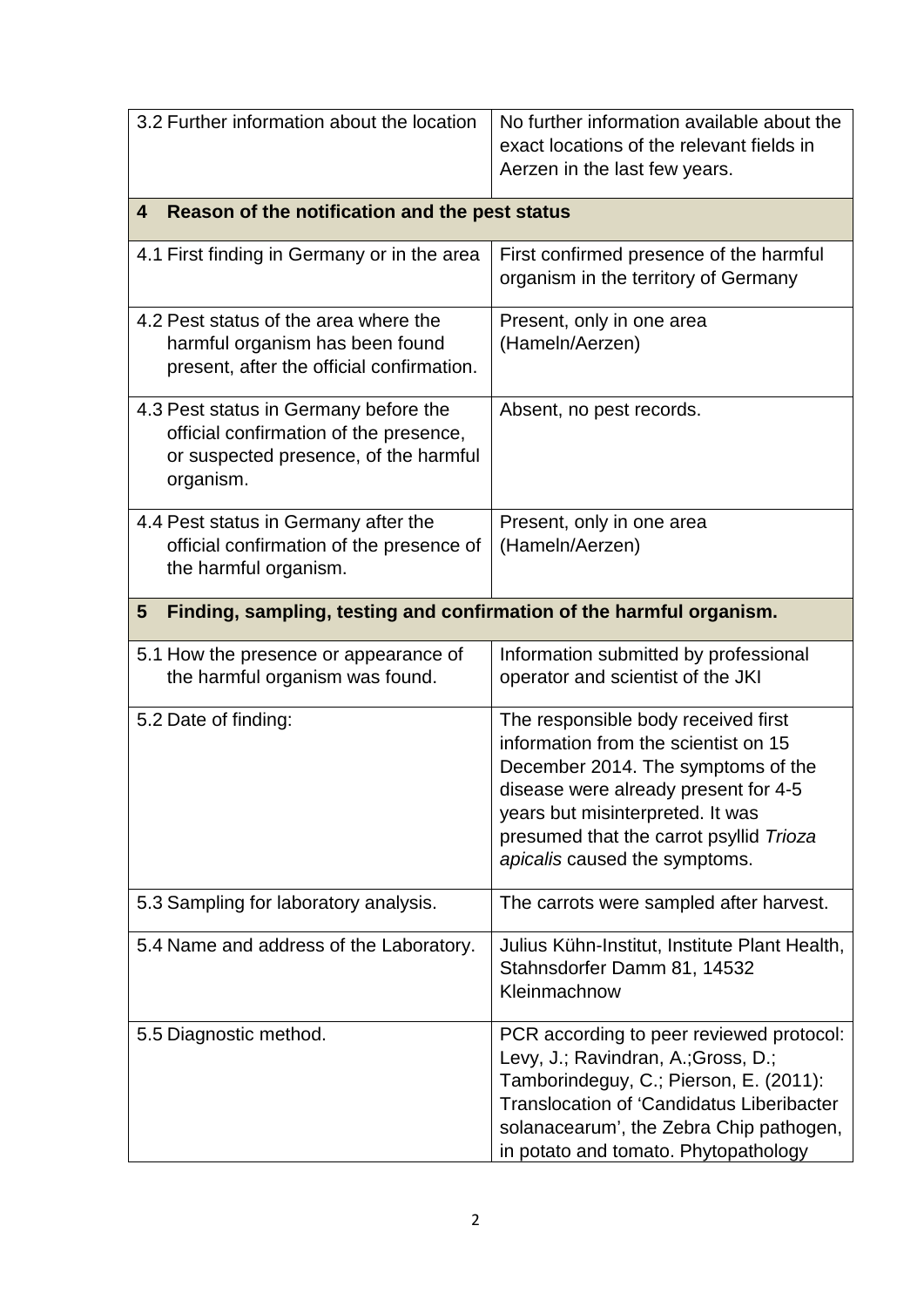| | |
|---|---|
| 3.2 Further information about the location | No further information available about the exact locations of the relevant fields in Aerzen in the last few years. |
| **4 Reason of the notification and the pest status** | |
| 4.1 First finding in Germany or in the area | First confirmed presence of the harmful organism in the territory of Germany |
| 4.2 Pest status of the area where the harmful organism has been found present, after the official confirmation. | Present, only in one area (Hameln/Aerzen) |
| 4.3 Pest status in Germany before the official confirmation of the presence, or suspected presence, of the harmful organism. | Absent, no pest records. |
| 4.4 Pest status in Germany after the official confirmation of the presence of the harmful organism. | Present, only in one area (Hameln/Aerzen) |
| **5 Finding, sampling, testing and confirmation of the harmful organism.** | |
| 5.1 How the presence or appearance of the harmful organism was found. | Information submitted by professional operator and scientist of the JKI |
| 5.2 Date of finding: | The responsible body received first information from the scientist on 15 December 2014. The symptoms of the disease were already present for 4-5 years but misinterpreted. It was presumed that the carrot psyllid *Trioza apicalis* caused the symptoms. |
| 5.3 Sampling for laboratory analysis. | The carrots were sampled after harvest. |
| 5.4 Name and address of the Laboratory. | Julius Kühn-Institut, Institute Plant Health, Stahnsdorfer Damm 81, 14532 Kleinmachnow |
| 5.5 Diagnostic method. | PCR according to peer reviewed protocol: Levy, J.; Ravindran, A.;Gross, D.; Tamborindeguy, C.; Pierson, E. (2011): Translocation of 'Candidatus Liberibacter solanacearum', the Zebra Chip pathogen, in potato and tomato. Phytopathology |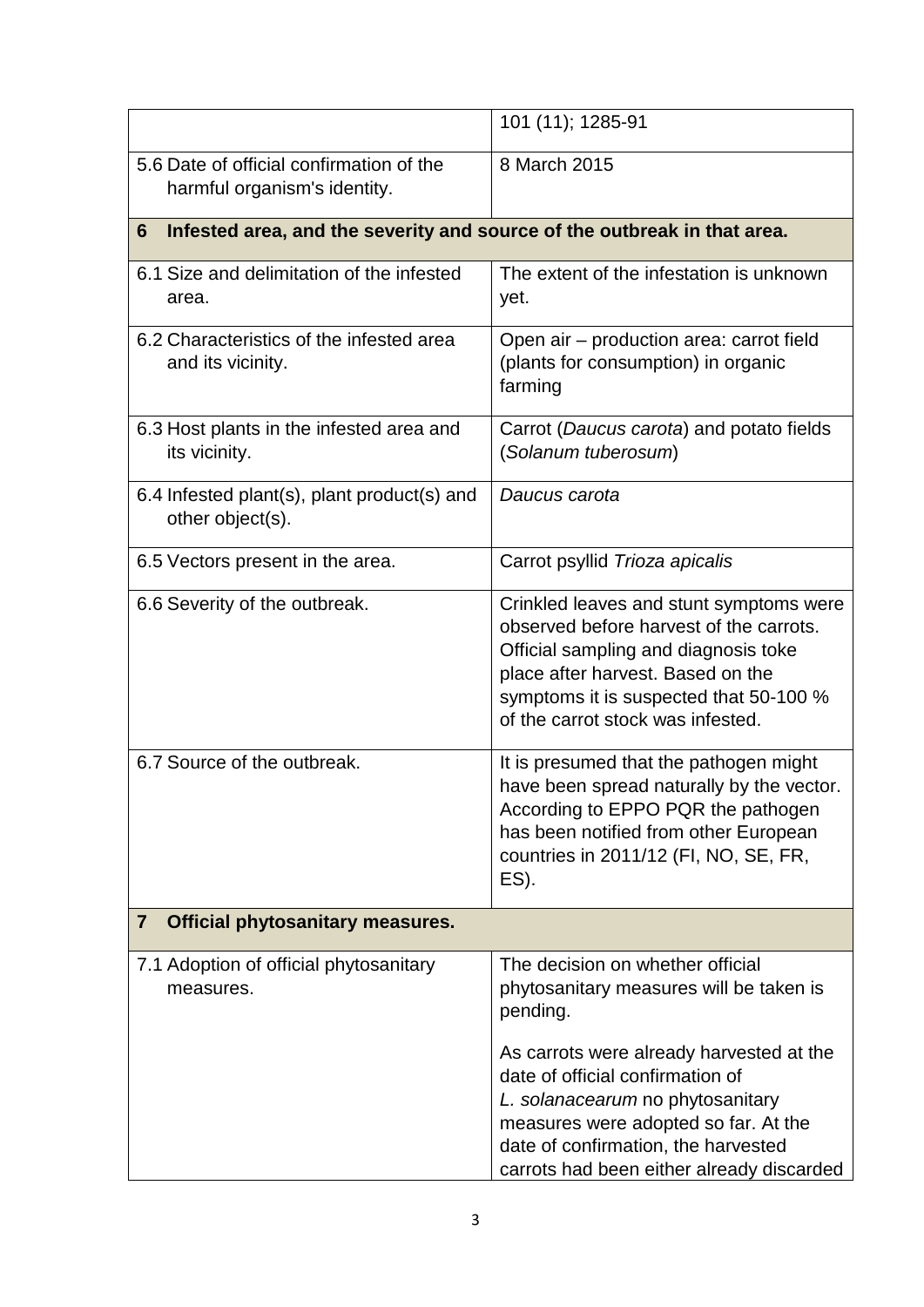| | |
|---|---|
| | 101 (11); 1285-91 |
| 5.6 Date of official confirmation of the harmful organism's identity. | 8 March 2015 |
| **6 Infested area, and the severity and source of the outbreak in that area.** | |
| 6.1 Size and delimitation of the infested area. | The extent of the infestation is unknown yet. |
| 6.2 Characteristics of the infested area and its vicinity. | Open air – production area: carrot field (plants for consumption) in organic farming |
| 6.3 Host plants in the infested area and its vicinity. | Carrot (*Daucus carota*) and potato fields (*Solanum tuberosum*) |
| 6.4 Infested plant(s), plant product(s) and other object(s). | *Daucus carota* |
| 6.5 Vectors present in the area. | Carrot psyllid *Trioza apicalis* |
| 6.6 Severity of the outbreak. | Crinkled leaves and stunt symptoms were observed before harvest of the carrots. Official sampling and diagnosis toke place after harvest. Based on the symptoms it is suspected that 50-100 % of the carrot stock was infested. |
| 6.7 Source of the outbreak. | It is presumed that the pathogen might have been spread naturally by the vector. According to EPPO PQR the pathogen has been notified from other European countries in 2011/12 (FI, NO, SE, FR, ES). |
| **7 Official phytosanitary measures.** | |
| 7.1 Adoption of official phytosanitary measures. | The decision on whether official phytosanitary measures will be taken is pending.<br><br>As carrots were already harvested at the date of official confirmation of *L. solanacearum* no phytosanitary measures were adopted so far. At the date of confirmation, the harvested carrots had been either already discarded |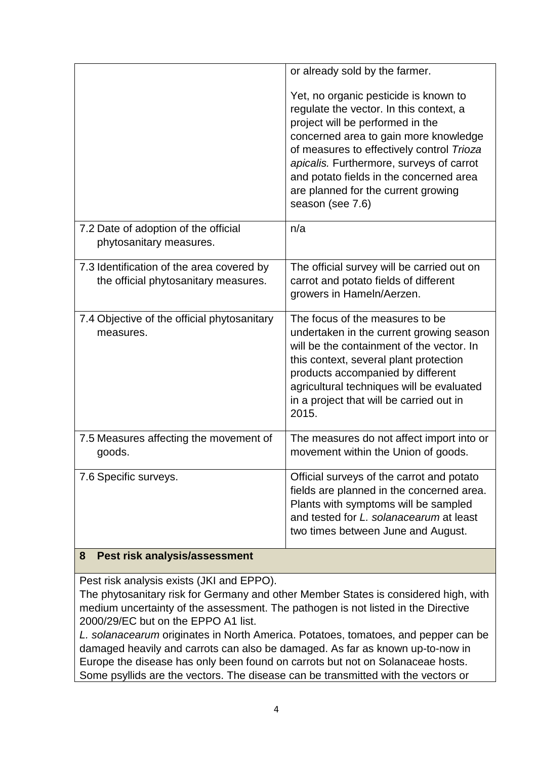| | |
|---|---|
| | or already sold by the farmer.<br><br>Yet, no organic pesticide is known to regulate the vector. In this context, a project will be performed in the concerned area to gain more knowledge of measures to effectively control *Trioza apicalis.* Furthermore, surveys of carrot and potato fields in the concerned area are planned for the current growing season (see 7.6) |
| 7.2 Date of adoption of the official phytosanitary measures. | n/a |
| 7.3 Identification of the area covered by the official phytosanitary measures. | The official survey will be carried out on carrot and potato fields of different growers in Hameln/Aerzen. |
| 7.4 Objective of the official phytosanitary measures. | The focus of the measures to be undertaken in the current growing season will be the containment of the vector. In this context, several plant protection products accompanied by different agricultural techniques will be evaluated in a project that will be carried out in 2015. |
| 7.5 Measures affecting the movement of goods. | The measures do not affect import into or movement within the Union of goods. |
| 7.6 Specific surveys. | Official surveys of the carrot and potato fields are planned in the concerned area. Plants with symptoms will be sampled and tested for *L. solanacearum* at least two times between June and August. |

## 8 Pest risk analysis/assessment

Pest risk analysis exists (JKI and EPPO).
The phytosanitary risk for Germany and other Member States is considered high, with medium uncertainty of the assessment. The pathogen is not listed in the Directive 2000/29/EC but on the EPPO A1 list.
*L. solanacearum* originates in North America. Potatoes, tomatoes, and pepper can be damaged heavily and carrots can also be damaged. As far as known up-to-now in Europe the disease has only been found on carrots but not on Solanaceae hosts. Some psyllids are the vectors. The disease can be transmitted with the vectors or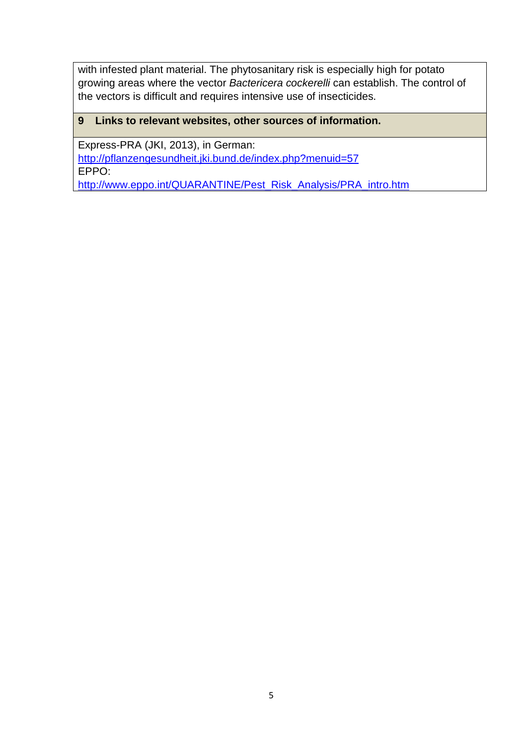with infested plant material. The phytosanitary risk is especially high for potato growing areas where the vector *Bactericera cockerelli* can establish. The control of the vectors is difficult and requires intensive use of insecticides.

## 9 Links to relevant websites, other sources of information.

Express-PRA (JKI, 2013), in German:
http://pflanzengesundheit.jki.bund.de/index.php?menuid=57
EPPO:
http://www.eppo.int/QUARANTINE/Pest_Risk_Analysis/PRA_intro.htm